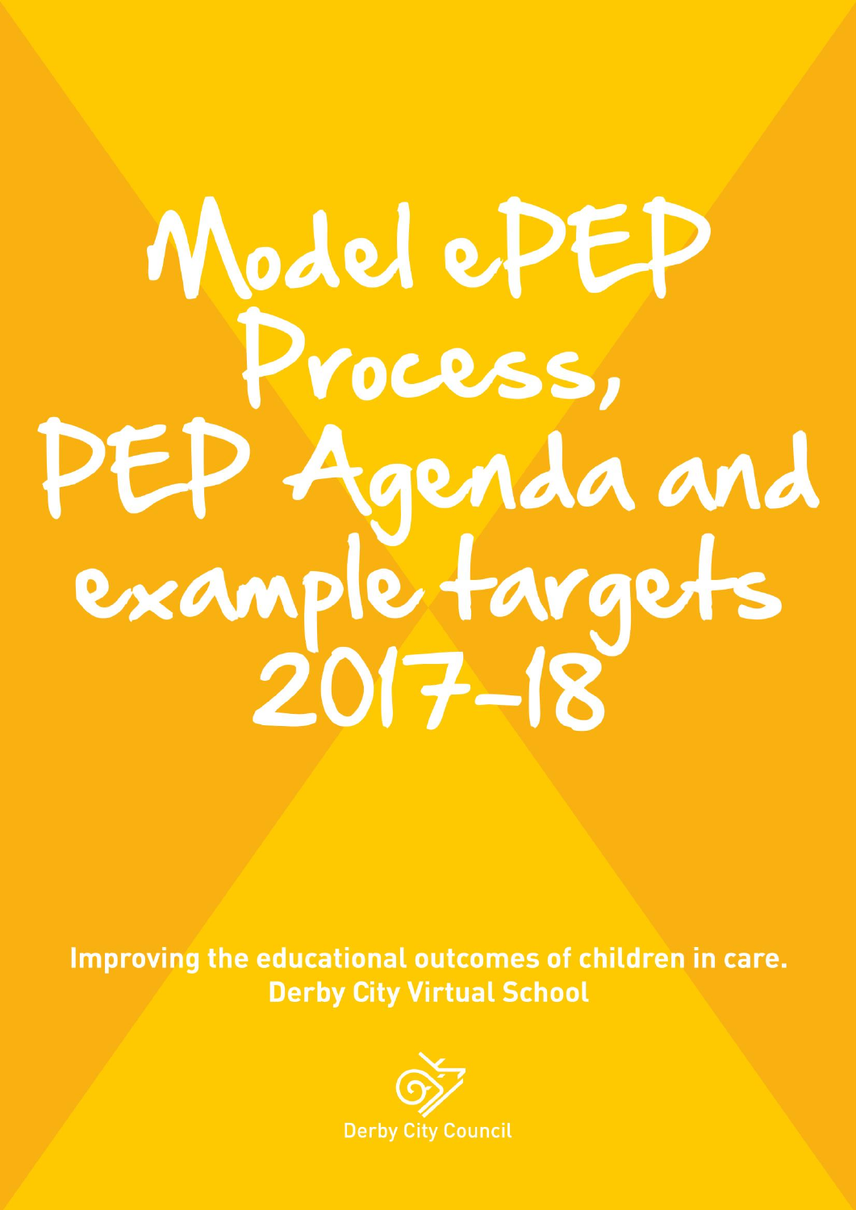# Model ePEP Process, PEP Agenda and example targets 2017-18

**Improving the educational outcomes of children in care.**
**Derby City Virtual School**

Derby City Council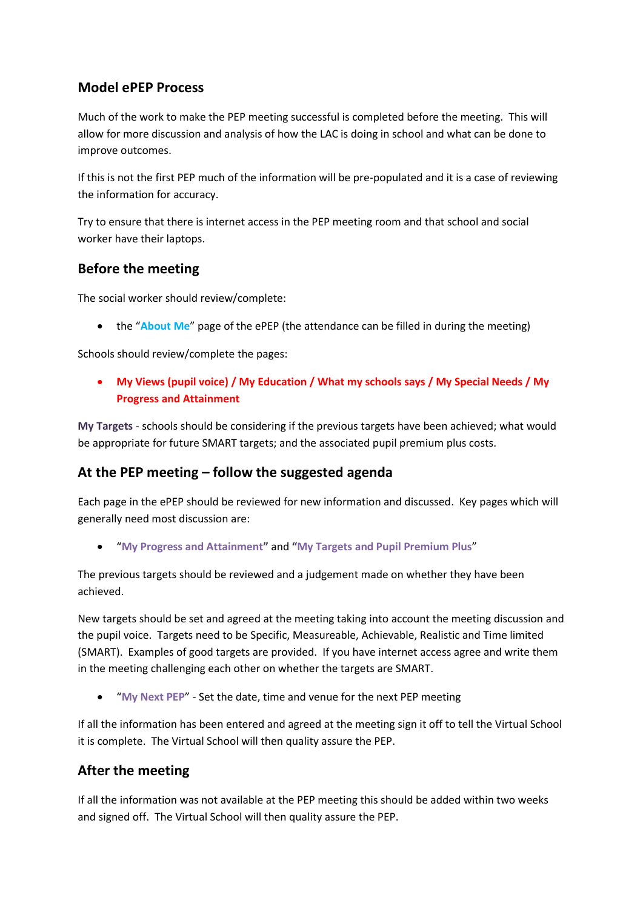## Model ePEP Process

Much of the work to make the PEP meeting successful is completed before the meeting. This will allow for more discussion and analysis of how the LAC is doing in school and what can be done to improve outcomes.

If this is not the first PEP much of the information will be pre-populated and it is a case of reviewing the information for accuracy.

Try to ensure that there is internet access in the PEP meeting room and that school and social worker have their laptops.

## Before the meeting

The social worker should review/complete:

- the "**About Me**" page of the ePEP (the attendance can be filled in during the meeting)

Schools should review/complete the pages:

- **My Views (pupil voice) / My Education / What my schools says / My Special Needs / My Progress and Attainment**

**My Targets** - schools should be considering if the previous targets have been achieved; what would be appropriate for future SMART targets; and the associated pupil premium plus costs.

## At the PEP meeting – follow the suggested agenda

Each page in the ePEP should be reviewed for new information and discussed. Key pages which will generally need most discussion are:

- "**My Progress and Attainment**" and "**My Targets and Pupil Premium Plus**"

The previous targets should be reviewed and a judgement made on whether they have been achieved.

New targets should be set and agreed at the meeting taking into account the meeting discussion and the pupil voice. Targets need to be Specific, Measureable, Achievable, Realistic and Time limited (SMART). Examples of good targets are provided. If you have internet access agree and write them in the meeting challenging each other on whether the targets are SMART.

- "**My Next PEP**" - Set the date, time and venue for the next PEP meeting

If all the information has been entered and agreed at the meeting sign it off to tell the Virtual School it is complete. The Virtual School will then quality assure the PEP.

## After the meeting

If all the information was not available at the PEP meeting this should be added within two weeks and signed off. The Virtual School will then quality assure the PEP.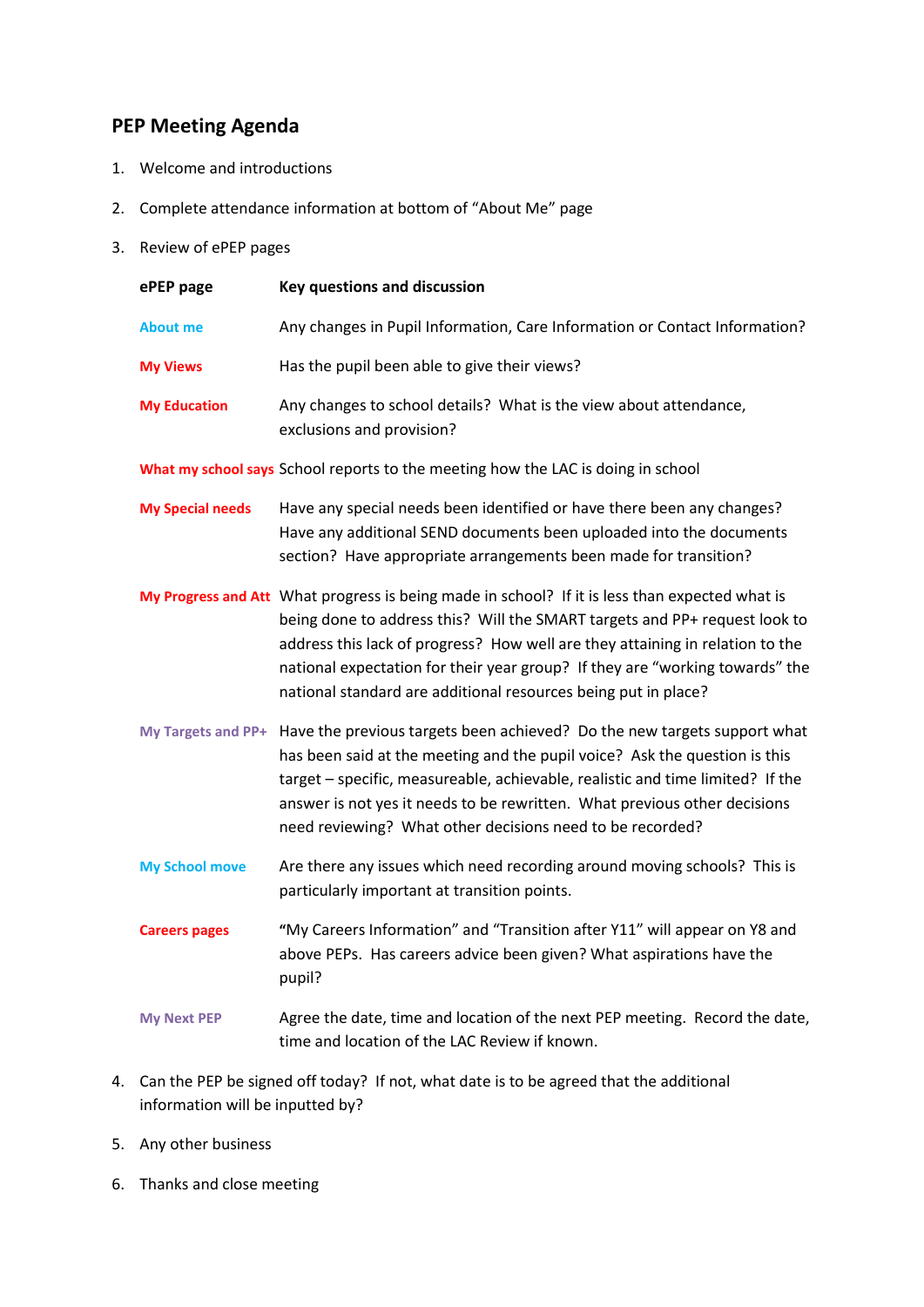## PEP Meeting Agenda

1. Welcome and introductions
2. Complete attendance information at bottom of "About Me" page
3. Review of ePEP pages

| ePEP page | Key questions and discussion |
|---|---|
| About me | Any changes in Pupil Information, Care Information or Contact Information? |
| My Views | Has the pupil been able to give their views? |
| My Education | Any changes to school details? What is the view about attendance, exclusions and provision? |
| What my school says | School reports to the meeting how the LAC is doing in school |
| My Special needs | Have any special needs been identified or have there been any changes? Have any additional SEND documents been uploaded into the documents section? Have appropriate arrangements been made for transition? |
| My Progress and Att | What progress is being made in school? If it is less than expected what is being done to address this? Will the SMART targets and PP+ request look to address this lack of progress? How well are they attaining in relation to the national expectation for their year group? If they are "working towards" the national standard are additional resources being put in place? |
| My Targets and PP+ | Have the previous targets been achieved? Do the new targets support what has been said at the meeting and the pupil voice? Ask the question is this target – specific, measureable, achievable, realistic and time limited? If the answer is not yes it needs to be rewritten. What previous other decisions need reviewing? What other decisions need to be recorded? |
| My School move | Are there any issues which need recording around moving schools? This is particularly important at transition points. |
| Careers pages | "My Careers Information" and "Transition after Y11" will appear on Y8 and above PEPs. Has careers advice been given? What aspirations have the pupil? |
| My Next PEP | Agree the date, time and location of the next PEP meeting. Record the date, time and location of the LAC Review if known. |

4. Can the PEP be signed off today? If not, what date is to be agreed that the additional information will be inputted by?
5. Any other business
6. Thanks and close meeting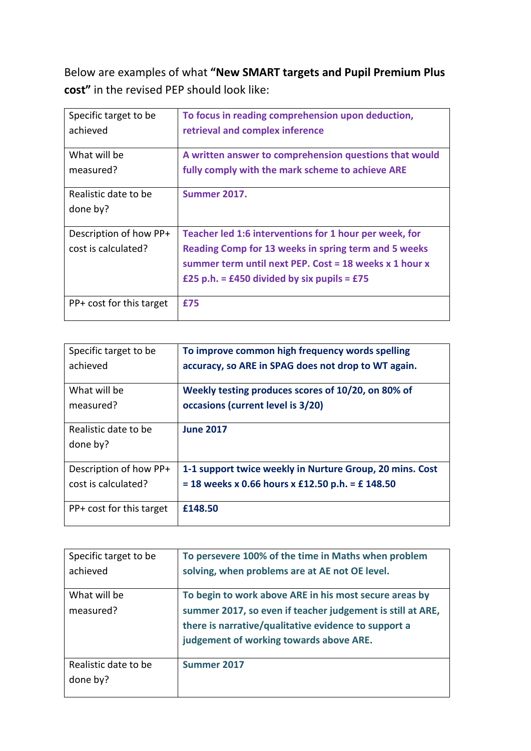Below are examples of what **"New SMART targets and Pupil Premium Plus cost"** in the revised PEP should look like:

| Specific target to be achieved | **To focus in reading comprehension upon deduction, retrieval and complex inference** |
|---|---|
| What will be measured? | **A written answer to comprehension questions that would fully comply with the mark scheme to achieve ARE** |
| Realistic date to be done by? | **Summer 2017.** |
| Description of how PP+ cost is calculated? | **Teacher led 1:6 interventions for 1 hour per week, for Reading Comp for 13 weeks in spring term and 5 weeks summer term until next PEP. Cost = 18 weeks x 1 hour x £25 p.h. = £450 divided by six pupils = £75** |
| PP+ cost for this target | **£75** |

| Specific target to be achieved | **To improve common high frequency words spelling accuracy, so ARE in SPAG does not drop to WT again.** |
|---|---|
| What will be measured? | **Weekly testing produces scores of 10/20, on 80% of occasions (current level is 3/20)** |
| Realistic date to be done by? | **June 2017** |
| Description of how PP+ cost is calculated? | **1-1 support twice weekly in Nurture Group, 20 mins. Cost = 18 weeks x 0.66 hours x £12.50 p.h. = £ 148.50** |
| PP+ cost for this target | **£148.50** |

| Specific target to be achieved | **To persevere 100% of the time in Maths when problem solving, when problems are at AE not OE level.** |
|---|---|
| What will be measured? | **To begin to work above ARE in his most secure areas by summer 2017, so even if teacher judgement is still at ARE, there is narrative/qualitative evidence to support a judgement of working towards above ARE.** |
| Realistic date to be done by? | **Summer 2017** |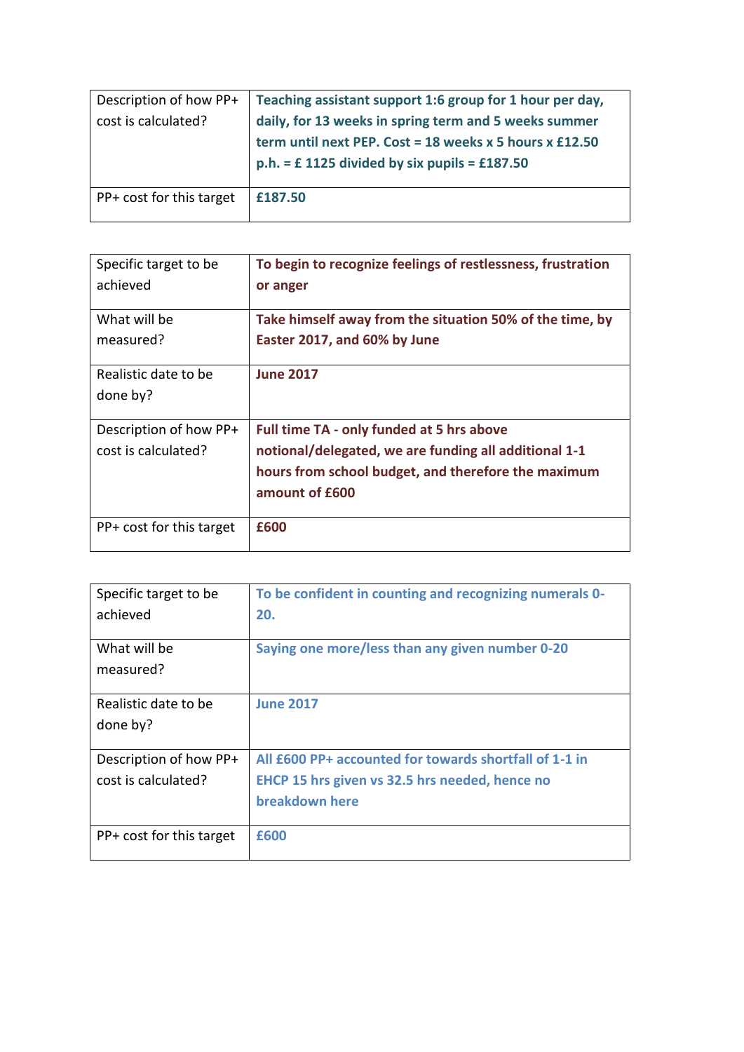| | |
|---|---|
| Description of how PP+ cost is calculated? | **Teaching assistant support 1:6 group for 1 hour per day, daily, for 13 weeks in spring term and 5 weeks summer term until next PEP. Cost = 18 weeks x 5 hours x £12.50 p.h. = £ 1125 divided by six pupils = £187.50** |
| PP+ cost for this target | **£187.50** |

| | |
|---|---|
| Specific target to be achieved | **To begin to recognize feelings of restlessness, frustration or anger** |
| What will be measured? | **Take himself away from the situation 50% of the time, by Easter 2017, and 60% by June** |
| Realistic date to be done by? | **June 2017** |
| Description of how PP+ cost is calculated? | **Full time TA - only funded at 5 hrs above notional/delegated, we are funding all additional 1-1 hours from school budget, and therefore the maximum amount of £600** |
| PP+ cost for this target | **£600** |

| | |
|---|---|
| Specific target to be achieved | **To be confident in counting and recognizing numerals 0-20.** |
| What will be measured? | **Saying one more/less than any given number 0-20** |
| Realistic date to be done by? | **June 2017** |
| Description of how PP+ cost is calculated? | **All £600 PP+ accounted for towards shortfall of 1-1 in EHCP 15 hrs given vs 32.5 hrs needed, hence no breakdown here** |
| PP+ cost for this target | **£600** |